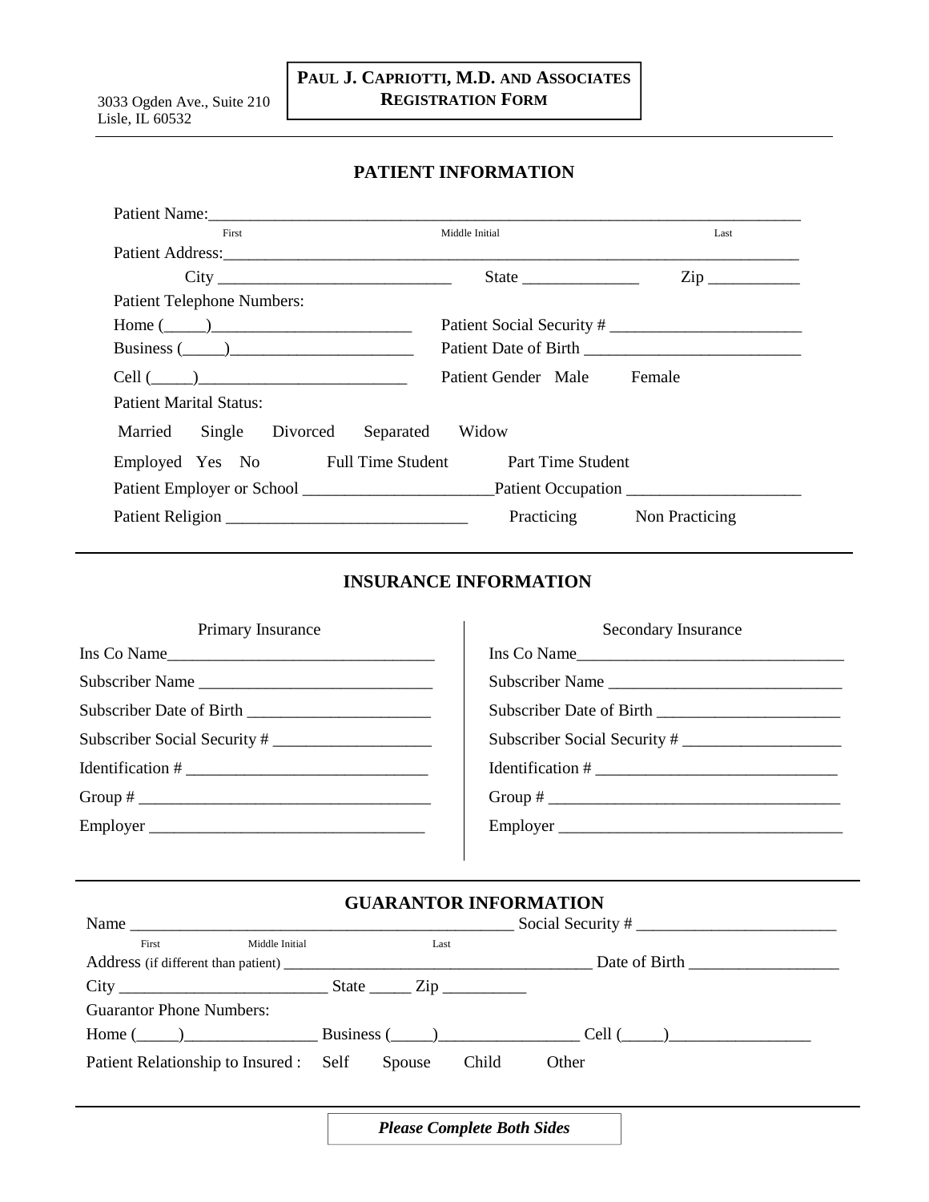3033 Ogden Ave., Suite 210
Lisle, IL 60532

**PAUL J. CAPRIOTTI, M.D. AND ASSOCIATES**
**REGISTRATION FORM**

## PATIENT INFORMATION

Patient Name:___________________________________________________________________________
First                                        Middle Initial                                        Last

Patient Address:__________________________________________________________________________

City ____________________________ State ______________ Zip ___________

Patient Telephone Numbers:

Home (_____)________________________ Patient Social Security # _______________________

Business (_____)______________________ Patient Date of Birth __________________________

Cell (_____)_________________________ Patient Gender Male Female

Patient Marital Status:

Married Single Divorced Separated Widow

Employed Yes No Full Time Student Part Time Student

Patient Employer or School ______________________Patient Occupation ____________________

Patient Religion ____________________________ Practicing Non Practicing

## INSURANCE INFORMATION

| Primary Insurance | Secondary Insurance |
|---|---|
| Ins Co Name_______________________________ | Ins Co Name_______________________________ |
| Subscriber Name ___________________________ | Subscriber Name ___________________________ |
| Subscriber Date of Birth _____________________ | Subscriber Date of Birth _____________________ |
| Subscriber Social Security # __________________ | Subscriber Social Security # __________________ |
| Identification # ____________________________ | Identification # ____________________________ |
| Group # __________________________________ | Group # __________________________________ |
| Employer ________________________________ | Employer ________________________________ |

## GUARANTOR INFORMATION

Name ______________________________________________ Social Security # _______________________
First          Middle Initial                    Last

Address (if different than patient) ____________________________________ Date of Birth _________________

City ________________________ State _____ Zip __________

Guarantor Phone Numbers:

Home (_____)________________ Business (_____)________________ Cell (_____)________________

Patient Relationship to Insured : Self Spouse Child Other

***Please Complete Both Sides***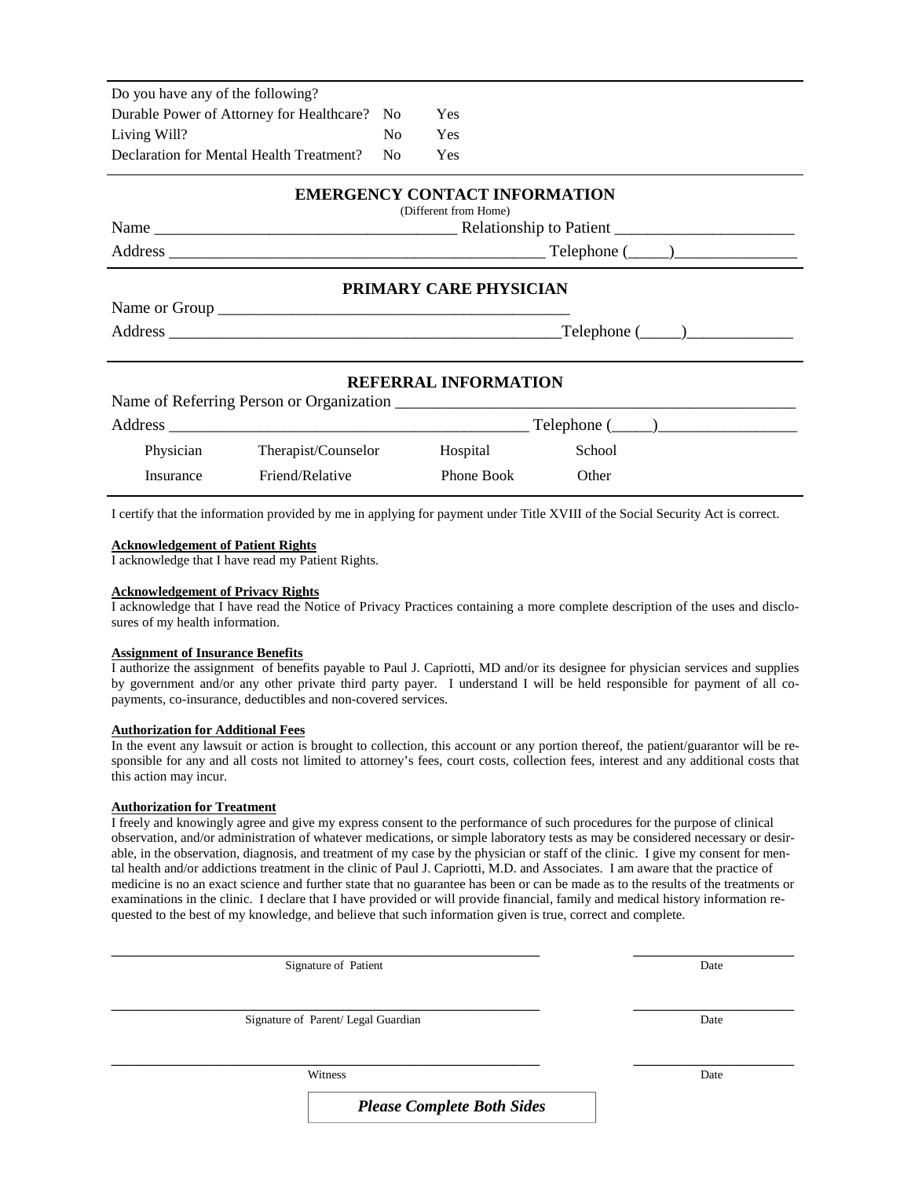Do you have any of the following?

| | | |
|---|---|---|
| Durable Power of Attorney for Healthcare? | No | Yes |
| Living Will? | No | Yes |
| Declaration for Mental Health Treatment? | No | Yes |

## EMERGENCY CONTACT INFORMATION

(Different from Home)

Name ____________________________________ Relationship to Patient _____________________

Address _____________________________________________ Telephone (_____)_______________

## PRIMARY CARE PHYSICIAN

Name or Group __________________________________________

Address ______________________________________________Telephone (_____)_____________

## REFERRAL INFORMATION

Name of Referring Person or Organization _______________________________________________

Address ___________________________________________ Telephone (_____)_________________

| | | | |
|---|---|---|---|
| Physician | Therapist/Counselor | Hospital | School |
| Insurance | Friend/Relative | Phone Book | Other |

I certify that the information provided by me in applying for payment under Title XVIII of the Social Security Act is correct.

**Acknowledgement of Patient Rights**
I acknowledge that I have read my Patient Rights.

**Acknowledgement of Privacy Rights**
I acknowledge that I have read the Notice of Privacy Practices containing a more complete description of the uses and disclosures of my health information.

**Assignment of Insurance Benefits**
I authorize the assignment of benefits payable to Paul J. Capriotti, MD and/or its designee for physician services and supplies by government and/or any other private third party payer. I understand I will be held responsible for payment of all co-payments, co-insurance, deductibles and non-covered services.

**Authorization for Additional Fees**
In the event any lawsuit or action is brought to collection, this account or any portion thereof, the patient/guarantor will be responsible for any and all costs not limited to attorney's fees, court costs, collection fees, interest and any additional costs that this action may incur.

**Authorization for Treatment**
I freely and knowingly agree and give my express consent to the performance of such procedures for the purpose of clinical observation, and/or administration of whatever medications, or simple laboratory tests as may be considered necessary or desirable, in the observation, diagnosis, and treatment of my case by the physician or staff of the clinic. I give my consent for mental health and/or addictions treatment in the clinic of Paul J. Capriotti, M.D. and Associates. I am aware that the practice of medicine is no an exact science and further state that no guarantee has been or can be made as to the results of the treatments or examinations in the clinic. I declare that I have provided or will provide financial, family and medical history information requested to the best of my knowledge, and believe that such information given is true, correct and complete.

_______________________________________________ ____________________
Signature of Patient Date

_______________________________________________ ____________________
Signature of Parent/ Legal Guardian Date

_______________________________________________ ____________________
Witness Date

***Please Complete Both Sides***